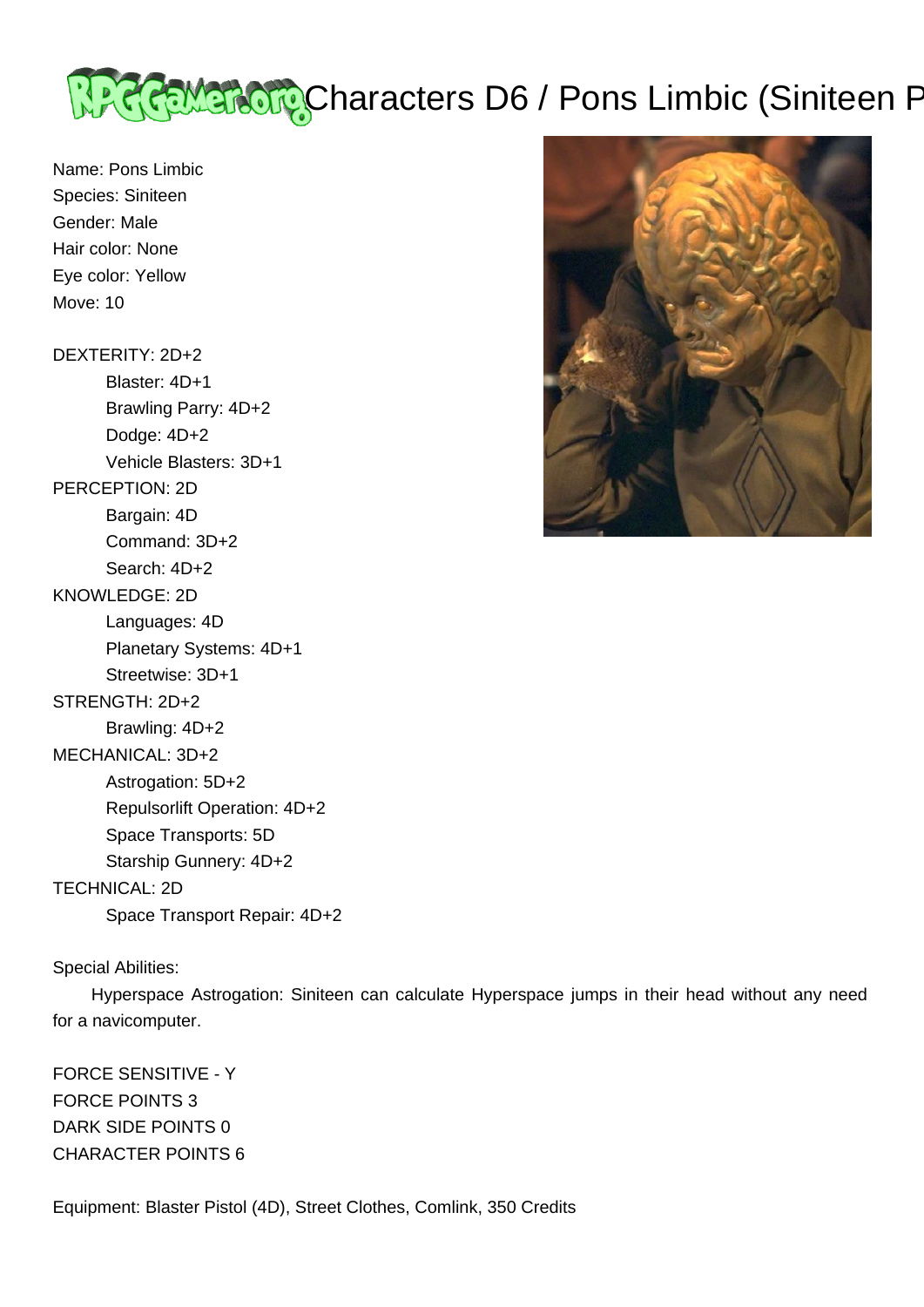# Characters D6 / Pons Limbic (Siniteen P

Name: Pons Limbic
Species: Siniteen
Gender: Male
Hair color: None
Eye color: Yellow
Move: 10

DEXTERITY: 2D+2
- Blaster: 4D+1
- Brawling Parry: 4D+2
- Dodge: 4D+2
- Vehicle Blasters: 3D+1

PERCEPTION: 2D
- Bargain: 4D
- Command: 3D+2
- Search: 4D+2

KNOWLEDGE: 2D
- Languages: 4D
- Planetary Systems: 4D+1
- Streetwise: 3D+1

STRENGTH: 2D+2
- Brawling: 4D+2

MECHANICAL: 3D+2
- Astrogation: 5D+2
- Repulsorlift Operation: 4D+2
- Space Transports: 5D
- Starship Gunnery: 4D+2

TECHNICAL: 2D
- Space Transport Repair: 4D+2

Special Abilities:

Hyperspace Astrogation: Siniteen can calculate Hyperspace jumps in their head without any need for a navicomputer.

FORCE SENSITIVE - Y
FORCE POINTS 3
DARK SIDE POINTS 0
CHARACTER POINTS 6

Equipment: Blaster Pistol (4D), Street Clothes, Comlink, 350 Credits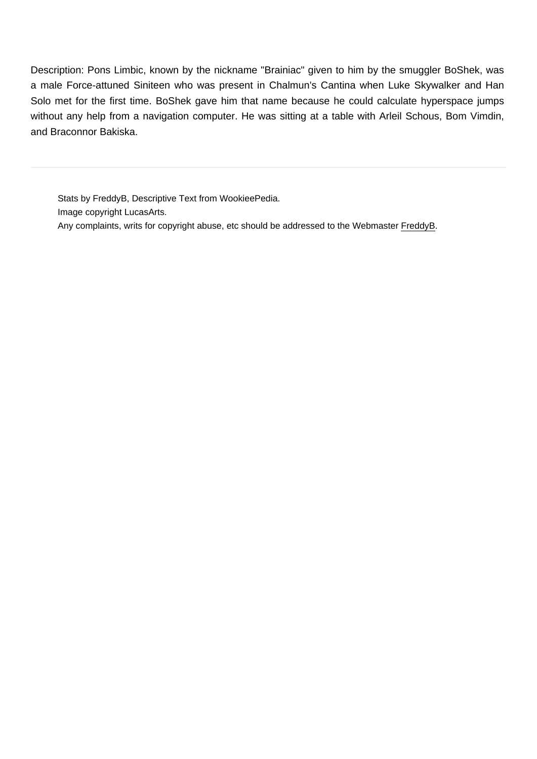Description: Pons Limbic, known by the nickname "Brainiac" given to him by the smuggler BoShek, was a male Force-attuned Siniteen who was present in Chalmun's Cantina when Luke Skywalker and Han Solo met for the first time. BoShek gave him that name because he could calculate hyperspace jumps without any help from a navigation computer. He was sitting at a table with Arleil Schous, Bom Vimdin, and Braconnor Bakiska.

---

Stats by FreddyB, Descriptive Text from WookieePedia.
Image copyright LucasArts.
Any complaints, writs for copyright abuse, etc should be addressed to the Webmaster FreddyB.